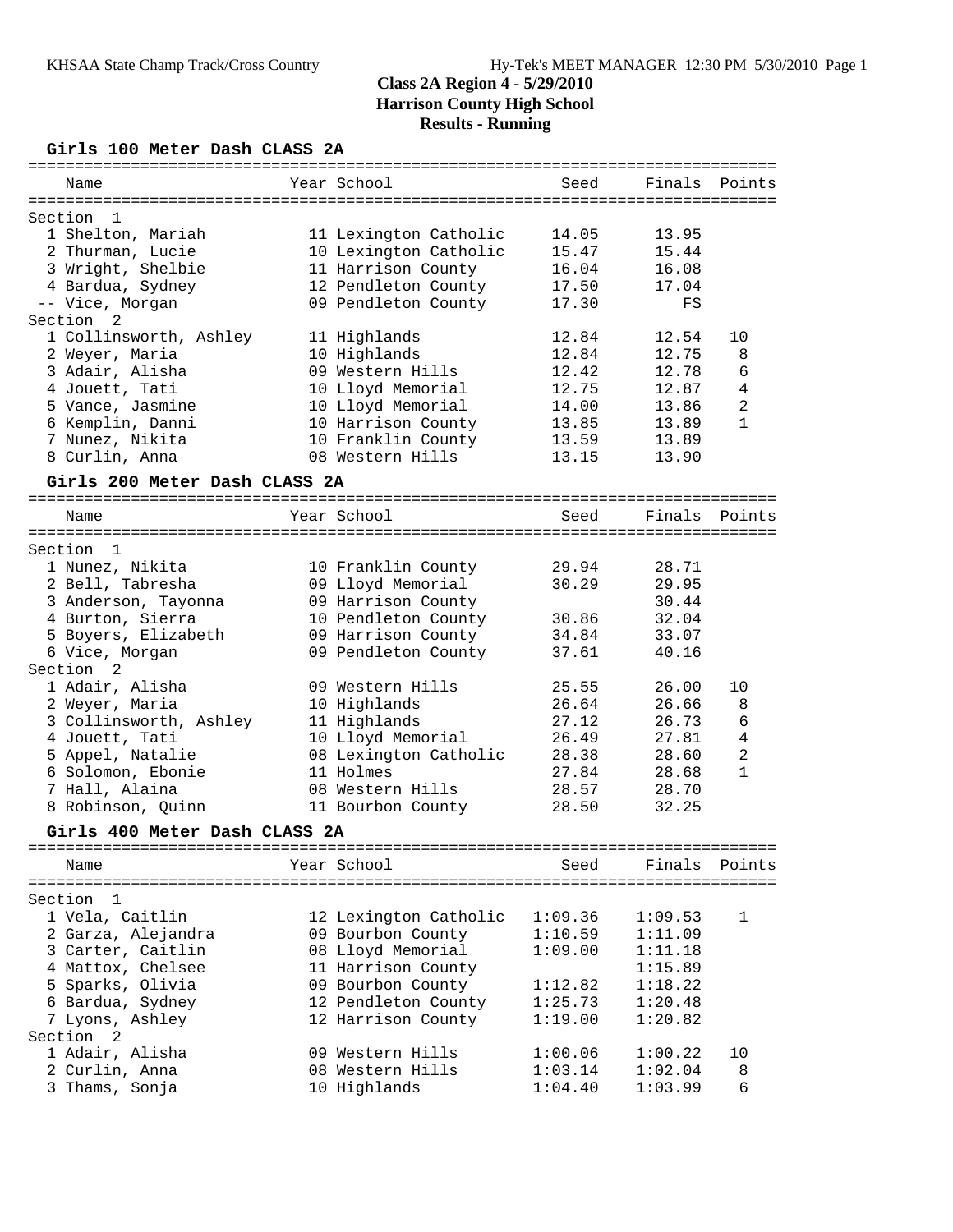# Class 2A Region 4 - 5/29/2010
## Harrison County High School
### Results - Running

**Girls 100 Meter Dash CLASS 2A**

| Name | Year | School | Seed | Finals | Points |
|---|---|---|---|---|---|
| **Section 1** | | | | | |
| 1 Shelton, Mariah | 11 | Lexington Catholic | 14.05 | 13.95 | |
| 2 Thurman, Lucie | 10 | Lexington Catholic | 15.47 | 15.44 | |
| 3 Wright, Shelbie | 11 | Harrison County | 16.04 | 16.08 | |
| 4 Bardua, Sydney | 12 | Pendleton County | 17.50 | 17.04 | |
| -- Vice, Morgan | 09 | Pendleton County | 17.30 | FS | |
| **Section 2** | | | | | |
| 1 Collinsworth, Ashley | 11 | Highlands | 12.84 | 12.54 | 10 |
| 2 Weyer, Maria | 10 | Highlands | 12.84 | 12.75 | 8 |
| 3 Adair, Alisha | 09 | Western Hills | 12.42 | 12.78 | 6 |
| 4 Jouett, Tati | 10 | Lloyd Memorial | 12.75 | 12.87 | 4 |
| 5 Vance, Jasmine | 10 | Lloyd Memorial | 14.00 | 13.86 | 2 |
| 6 Kemplin, Danni | 10 | Harrison County | 13.85 | 13.89 | 1 |
| 7 Nunez, Nikita | 10 | Franklin County | 13.59 | 13.89 | |
| 8 Curlin, Anna | 08 | Western Hills | 13.15 | 13.90 | |

**Girls 200 Meter Dash CLASS 2A**

| Name | Year | School | Seed | Finals | Points |
|---|---|---|---|---|---|
| **Section 1** | | | | | |
| 1 Nunez, Nikita | 10 | Franklin County | 29.94 | 28.71 | |
| 2 Bell, Tabresha | 09 | Lloyd Memorial | 30.29 | 29.95 | |
| 3 Anderson, Tayonna | 09 | Harrison County | | 30.44 | |
| 4 Burton, Sierra | 10 | Pendleton County | 30.86 | 32.04 | |
| 5 Boyers, Elizabeth | 09 | Harrison County | 34.84 | 33.07 | |
| 6 Vice, Morgan | 09 | Pendleton County | 37.61 | 40.16 | |
| **Section 2** | | | | | |
| 1 Adair, Alisha | 09 | Western Hills | 25.55 | 26.00 | 10 |
| 2 Weyer, Maria | 10 | Highlands | 26.64 | 26.66 | 8 |
| 3 Collinsworth, Ashley | 11 | Highlands | 27.12 | 26.73 | 6 |
| 4 Jouett, Tati | 10 | Lloyd Memorial | 26.49 | 27.81 | 4 |
| 5 Appel, Natalie | 08 | Lexington Catholic | 28.38 | 28.60 | 2 |
| 6 Solomon, Ebonie | 11 | Holmes | 27.84 | 28.68 | 1 |
| 7 Hall, Alaina | 08 | Western Hills | 28.57 | 28.70 | |
| 8 Robinson, Quinn | 11 | Bourbon County | 28.50 | 32.25 | |

**Girls 400 Meter Dash CLASS 2A**

| Name | Year | School | Seed | Finals | Points |
|---|---|---|---|---|---|
| **Section 1** | | | | | |
| 1 Vela, Caitlin | 12 | Lexington Catholic | 1:09.36 | 1:09.53 | 1 |
| 2 Garza, Alejandra | 09 | Bourbon County | 1:10.59 | 1:11.09 | |
| 3 Carter, Caitlin | 08 | Lloyd Memorial | 1:09.00 | 1:11.18 | |
| 4 Mattox, Chelsee | 11 | Harrison County | | 1:15.89 | |
| 5 Sparks, Olivia | 09 | Bourbon County | 1:12.82 | 1:18.22 | |
| 6 Bardua, Sydney | 12 | Pendleton County | 1:25.73 | 1:20.48 | |
| 7 Lyons, Ashley | 12 | Harrison County | 1:19.00 | 1:20.82 | |
| **Section 2** | | | | | |
| 1 Adair, Alisha | 09 | Western Hills | 1:00.06 | 1:00.22 | 10 |
| 2 Curlin, Anna | 08 | Western Hills | 1:03.14 | 1:02.04 | 8 |
| 3 Thams, Sonja | 10 | Highlands | 1:04.40 | 1:03.99 | 6 |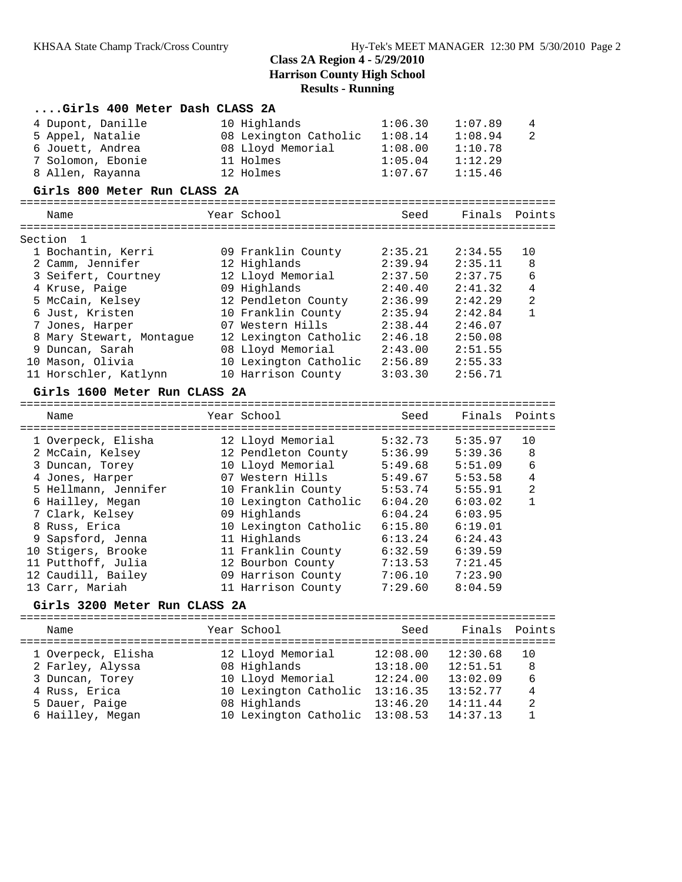**Class 2A Region 4 - 5/29/2010**
**Harrison County High School**
**Results - Running**

### ....Girls 400 Meter Dash CLASS 2A

| Name | Year | School | Seed | Finals | Points |
|---|---|---|---|---|---|
| 4 Dupont, Danille | 10 | Highlands | 1:06.30 | 1:07.89 | 4 |
| 5 Appel, Natalie | 08 | Lexington Catholic | 1:08.14 | 1:08.94 | 2 |
| 6 Jouett, Andrea | 08 | Lloyd Memorial | 1:08.00 | 1:10.78 | |
| 7 Solomon, Ebonie | 11 | Holmes | 1:05.04 | 1:12.29 | |
| 8 Allen, Rayanna | 12 | Holmes | 1:07.67 | 1:15.46 | |

### Girls 800 Meter Run CLASS 2A

Section 1

| Name | Year | School | Seed | Finals | Points |
|---|---|---|---|---|---|
| 1 Bochantin, Kerri | 09 | Franklin County | 2:35.21 | 2:34.55 | 10 |
| 2 Camm, Jennifer | 12 | Highlands | 2:39.94 | 2:35.11 | 8 |
| 3 Seifert, Courtney | 12 | Lloyd Memorial | 2:37.50 | 2:37.75 | 6 |
| 4 Kruse, Paige | 09 | Highlands | 2:40.40 | 2:41.32 | 4 |
| 5 McCain, Kelsey | 12 | Pendleton County | 2:36.99 | 2:42.29 | 2 |
| 6 Just, Kristen | 10 | Franklin County | 2:35.94 | 2:42.84 | 1 |
| 7 Jones, Harper | 07 | Western Hills | 2:38.44 | 2:46.07 | |
| 8 Mary Stewart, Montague | 12 | Lexington Catholic | 2:46.18 | 2:50.08 | |
| 9 Duncan, Sarah | 08 | Lloyd Memorial | 2:43.00 | 2:51.55 | |
| 10 Mason, Olivia | 10 | Lexington Catholic | 2:56.89 | 2:55.33 | |
| 11 Horschler, Katlynn | 10 | Harrison County | 3:03.30 | 2:56.71 | |

### Girls 1600 Meter Run CLASS 2A

| Name | Year | School | Seed | Finals | Points |
|---|---|---|---|---|---|
| 1 Overpeck, Elisha | 12 | Lloyd Memorial | 5:32.73 | 5:35.97 | 10 |
| 2 McCain, Kelsey | 12 | Pendleton County | 5:36.99 | 5:39.36 | 8 |
| 3 Duncan, Torey | 10 | Lloyd Memorial | 5:49.68 | 5:51.09 | 6 |
| 4 Jones, Harper | 07 | Western Hills | 5:49.67 | 5:53.58 | 4 |
| 5 Hellmann, Jennifer | 10 | Franklin County | 5:53.74 | 5:55.91 | 2 |
| 6 Hailley, Megan | 10 | Lexington Catholic | 6:04.20 | 6:03.02 | 1 |
| 7 Clark, Kelsey | 09 | Highlands | 6:04.24 | 6:03.95 | |
| 8 Russ, Erica | 10 | Lexington Catholic | 6:15.80 | 6:19.01 | |
| 9 Sapsford, Jenna | 11 | Highlands | 6:13.24 | 6:24.43 | |
| 10 Stigers, Brooke | 11 | Franklin County | 6:32.59 | 6:39.59 | |
| 11 Putthoff, Julia | 12 | Bourbon County | 7:13.53 | 7:21.45 | |
| 12 Caudill, Bailey | 09 | Harrison County | 7:06.10 | 7:23.90 | |
| 13 Carr, Mariah | 11 | Harrison County | 7:29.60 | 8:04.59 | |

### Girls 3200 Meter Run CLASS 2A

| Name | Year | School | Seed | Finals | Points |
|---|---|---|---|---|---|
| 1 Overpeck, Elisha | 12 | Lloyd Memorial | 12:08.00 | 12:30.68 | 10 |
| 2 Farley, Alyssa | 08 | Highlands | 13:18.00 | 12:51.51 | 8 |
| 3 Duncan, Torey | 10 | Lloyd Memorial | 12:24.00 | 13:02.09 | 6 |
| 4 Russ, Erica | 10 | Lexington Catholic | 13:16.35 | 13:52.77 | 4 |
| 5 Dauer, Paige | 08 | Highlands | 13:46.20 | 14:11.44 | 2 |
| 6 Hailley, Megan | 10 | Lexington Catholic | 13:08.53 | 14:37.13 | 1 |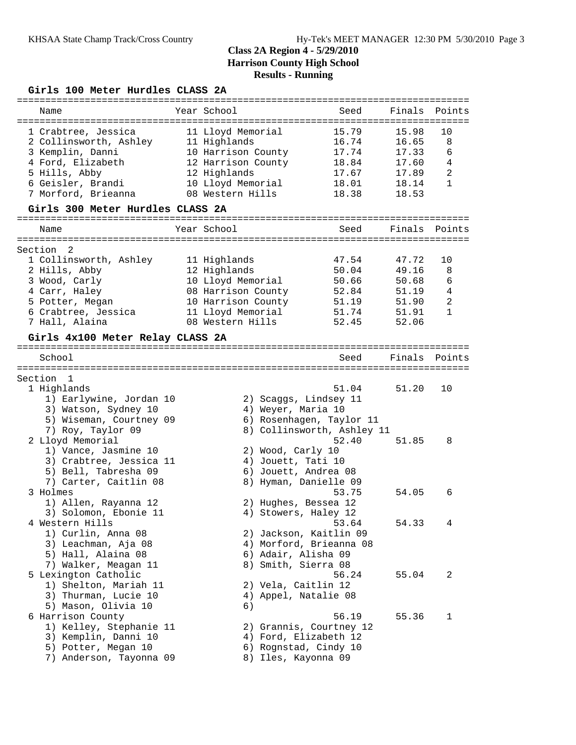# Class 2A Region 4 - 5/29/2010
## Harrison County High School
## Results - Running

### Girls 100 Meter Hurdles CLASS 2A

| | Name | Year | School | Seed | Finals | Points |
|---|---|---|---|---|---|---|
| 1 | Crabtree, Jessica | 11 | Lloyd Memorial | 15.79 | 15.98 | 10 |
| 2 | Collinsworth, Ashley | 11 | Highlands | 16.74 | 16.65 | 8 |
| 3 | Kemplin, Danni | 10 | Harrison County | 17.74 | 17.33 | 6 |
| 4 | Ford, Elizabeth | 12 | Harrison County | 18.84 | 17.60 | 4 |
| 5 | Hills, Abby | 12 | Highlands | 17.67 | 17.89 | 2 |
| 6 | Geisler, Brandi | 10 | Lloyd Memorial | 18.01 | 18.14 | 1 |
| 7 | Morford, Brieanna | 08 | Western Hills | 18.38 | 18.53 | |

### Girls 300 Meter Hurdles CLASS 2A

Section 2

| | Name | Year | School | Seed | Finals | Points |
|---|---|---|---|---|---|---|
| 1 | Collinsworth, Ashley | 11 | Highlands | 47.54 | 47.72 | 10 |
| 2 | Hills, Abby | 12 | Highlands | 50.04 | 49.16 | 8 |
| 3 | Wood, Carly | 10 | Lloyd Memorial | 50.66 | 50.68 | 6 |
| 4 | Carr, Haley | 08 | Harrison County | 52.84 | 51.19 | 4 |
| 5 | Potter, Megan | 10 | Harrison County | 51.19 | 51.90 | 2 |
| 6 | Crabtree, Jessica | 11 | Lloyd Memorial | 51.74 | 51.91 | 1 |
| 7 | Hall, Alaina | 08 | Western Hills | 52.45 | 52.06 | |

### Girls 4x100 Meter Relay CLASS 2A

Section 1

| | School | Seed | Finals | Points |
|---|---|---|---|---|
| 1 | Highlands | 51.04 | 51.20 | 10 |
| 2 | Lloyd Memorial | 52.40 | 51.85 | 8 |
| 3 | Holmes | 53.75 | 54.05 | 6 |
| 4 | Western Hills | 53.64 | 54.33 | 4 |
| 5 | Lexington Catholic | 56.24 | 55.04 | 2 |
| 6 | Harrison County | 56.19 | 55.36 | 1 |

1 Highlands
1) Earlywine, Jordan 10 2) Scaggs, Lindsey 11
3) Watson, Sydney 10 4) Weyer, Maria 10
5) Wiseman, Courtney 09 6) Rosenhagen, Taylor 11
7) Roy, Taylor 09 8) Collinsworth, Ashley 11

2 Lloyd Memorial
1) Vance, Jasmine 10 2) Wood, Carly 10
3) Crabtree, Jessica 11 4) Jouett, Tati 10
5) Bell, Tabresha 09 6) Jouett, Andrea 08
7) Carter, Caitlin 08 8) Hyman, Danielle 09

3 Holmes
1) Allen, Rayanna 12 2) Hughes, Bessea 12
3) Solomon, Ebonie 11 4) Stowers, Haley 12

4 Western Hills
1) Curlin, Anna 08 2) Jackson, Kaitlin 09
3) Leachman, Aja 08 4) Morford, Brieanna 08
5) Hall, Alaina 08 6) Adair, Alisha 09
7) Walker, Meagan 11 8) Smith, Sierra 08

5 Lexington Catholic
1) Shelton, Mariah 11 2) Vela, Caitlin 12
3) Thurman, Lucie 10 4) Appel, Natalie 08
5) Mason, Olivia 10 6)

6 Harrison County
1) Kelley, Stephanie 11 2) Grannis, Courtney 12
3) Kemplin, Danni 10 4) Ford, Elizabeth 12
5) Potter, Megan 10 6) Rognstad, Cindy 10
7) Anderson, Tayonna 09 8) Iles, Kayonna 09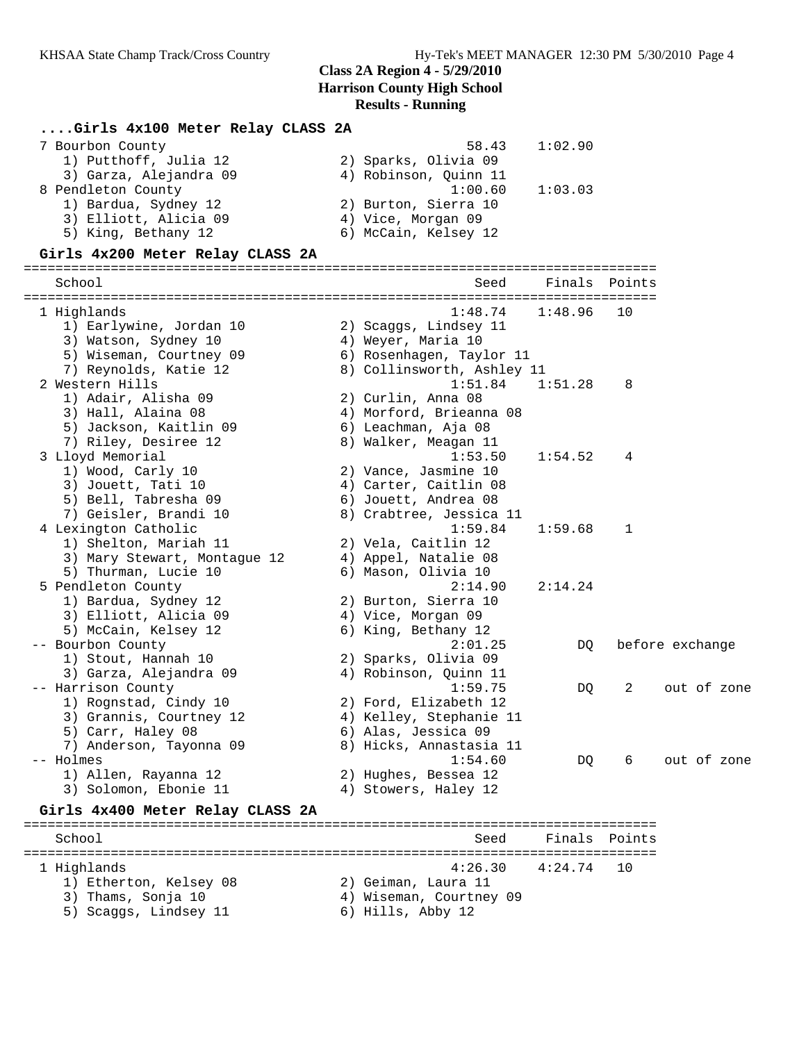## Class 2A Region 4 - 5/29/2010
## Harrison County High School
## Results - Running

### ....Girls 4x100 Meter Relay CLASS 2A

```
  7 Bourbon County                                   58.43    1:02.90
     1) Putthoff, Julia 12              2) Sparks, Olivia 09
     3) Garza, Alejandra 09             4) Robinson, Quinn 11
  8 Pendleton County                               1:00.60    1:03.03
     1) Bardua, Sydney 12               2) Burton, Sierra 10
     3) Elliott, Alicia 09              4) Vice, Morgan 09
     5) King, Bethany 12                6) McCain, Kelsey 12
```

### Girls 4x200 Meter Relay CLASS 2A

```
================================================================================
    School                                           Seed     Finals  Points
================================================================================
  1 Highlands                                      1:48.74    1:48.96   10
     1) Earlywine, Jordan 10            2) Scaggs, Lindsey 11
     3) Watson, Sydney 10               4) Weyer, Maria 10
     5) Wiseman, Courtney 09            6) Rosenhagen, Taylor 11
     7) Reynolds, Katie 12              8) Collinsworth, Ashley 11
  2 Western Hills                                  1:51.84    1:51.28    8
     1) Adair, Alisha 09                2) Curlin, Anna 08
     3) Hall, Alaina 08                 4) Morford, Brieanna 08
     5) Jackson, Kaitlin 09             6) Leachman, Aja 08
     7) Riley, Desiree 12               8) Walker, Meagan 11
  3 Lloyd Memorial                                 1:53.50    1:54.52    4
     1) Wood, Carly 10                  2) Vance, Jasmine 10
     3) Jouett, Tati 10                 4) Carter, Caitlin 08
     5) Bell, Tabresha 09               6) Jouett, Andrea 08
     7) Geisler, Brandi 10              8) Crabtree, Jessica 11
  4 Lexington Catholic                             1:59.84    1:59.68    1
     1) Shelton, Mariah 11              2) Vela, Caitlin 12
     3) Mary Stewart, Montague 12       4) Appel, Natalie 08
     5) Thurman, Lucie 10               6) Mason, Olivia 10
  5 Pendleton County                               2:14.90    2:14.24
     1) Bardua, Sydney 12               2) Burton, Sierra 10
     3) Elliott, Alicia 09              4) Vice, Morgan 09
     5) McCain, Kelsey 12               6) King, Bethany 12
 -- Bourbon County                                 2:01.25         DQ   before exchange
     1) Stout, Hannah 10                2) Sparks, Olivia 09
     3) Garza, Alejandra 09             4) Robinson, Quinn 11
 -- Harrison County                                1:59.75         DQ    2    out of zone
     1) Rognstad, Cindy 10              2) Ford, Elizabeth 12
     3) Grannis, Courtney 12            4) Kelley, Stephanie 11
     5) Carr, Haley 08                  6) Alas, Jessica 09
     7) Anderson, Tayonna 09            8) Hicks, Annastasia 11
 -- Holmes                                         1:54.60         DQ    6    out of zone
     1) Allen, Rayanna 12               2) Hughes, Bessea 12
     3) Solomon, Ebonie 11              4) Stowers, Haley 12
```

### Girls 4x400 Meter Relay CLASS 2A

```
================================================================================
    School                                           Seed     Finals  Points
================================================================================
  1 Highlands                                      4:26.30    4:24.74   10
     1) Etherton, Kelsey 08             2) Geiman, Laura 11
     3) Thams, Sonja 10                 4) Wiseman, Courtney 09
     5) Scaggs, Lindsey 11              6) Hills, Abby 12
```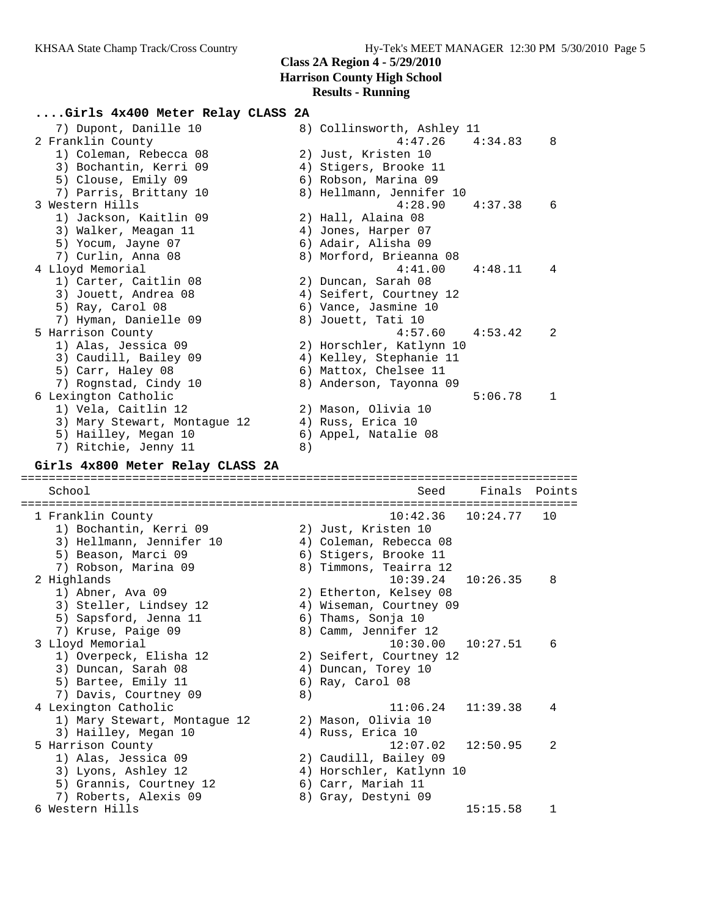**Class 2A Region 4 - 5/29/2010**
**Harrison County High School**
**Results - Running**

### ....Girls 4x400 Meter Relay CLASS 2A

```
   7) Dupont, Danille 10              8) Collinsworth, Ashley 11
 2 Franklin County                             4:47.26    4:34.83    8
   1) Coleman, Rebecca 08             2) Just, Kristen 10
   3) Bochantin, Kerri 09             4) Stigers, Brooke 11
   5) Clouse, Emily 09                6) Robson, Marina 09
   7) Parris, Brittany 10             8) Hellmann, Jennifer 10
 3 Western Hills                               4:28.90    4:37.38    6
   1) Jackson, Kaitlin 09             2) Hall, Alaina 08
   3) Walker, Meagan 11               4) Jones, Harper 07
   5) Yocum, Jayne 07                 6) Adair, Alisha 09
   7) Curlin, Anna 08                 8) Morford, Brieanna 08
 4 Lloyd Memorial                              4:41.00    4:48.11    4
   1) Carter, Caitlin 08              2) Duncan, Sarah 08
   3) Jouett, Andrea 08               4) Seifert, Courtney 12
   5) Ray, Carol 08                   6) Vance, Jasmine 10
   7) Hyman, Danielle 09              8) Jouett, Tati 10
 5 Harrison County                             4:57.60    4:53.42    2
   1) Alas, Jessica 09                2) Horschler, Katlynn 10
   3) Caudill, Bailey 09              4) Kelley, Stephanie 11
   5) Carr, Haley 08                  6) Mattox, Chelsee 11
   7) Rognstad, Cindy 10              8) Anderson, Tayonna 09
 6 Lexington Catholic                                     5:06.78    1
   1) Vela, Caitlin 12                2) Mason, Olivia 10
   3) Mary Stewart, Montague 12       4) Russ, Erica 10
   5) Hailley, Megan 10               6) Appel, Natalie 08
   7) Ritchie, Jenny 11               8)
```

### Girls 4x800 Meter Relay CLASS 2A

```
=============================================================================
   School                                          Seed     Finals  Points
=============================================================================
 1 Franklin County                             10:42.36   10:24.77   10
   1) Bochantin, Kerri 09             2) Just, Kristen 10
   3) Hellmann, Jennifer 10           4) Coleman, Rebecca 08
   5) Beason, Marci 09                6) Stigers, Brooke 11
   7) Robson, Marina 09               8) Timmons, Teairra 12
 2 Highlands                                   10:39.24   10:26.35    8
   1) Abner, Ava 09                   2) Etherton, Kelsey 08
   3) Steller, Lindsey 12             4) Wiseman, Courtney 09
   5) Sapsford, Jenna 11              6) Thams, Sonja 10
   7) Kruse, Paige 09                 8) Camm, Jennifer 12
 3 Lloyd Memorial                              10:30.00   10:27.51    6
   1) Overpeck, Elisha 12             2) Seifert, Courtney 12
   3) Duncan, Sarah 08                4) Duncan, Torey 10
   5) Bartee, Emily 11                6) Ray, Carol 08
   7) Davis, Courtney 09              8)
 4 Lexington Catholic                          11:06.24   11:39.38    4
   1) Mary Stewart, Montague 12       2) Mason, Olivia 10
   3) Hailley, Megan 10               4) Russ, Erica 10
 5 Harrison County                             12:07.02   12:50.95    2
   1) Alas, Jessica 09                2) Caudill, Bailey 09
   3) Lyons, Ashley 12                4) Horschler, Katlynn 10
   5) Grannis, Courtney 12            6) Carr, Mariah 11
   7) Roberts, Alexis 09              8) Gray, Destyni 09
 6 Western Hills                                          15:15.58    1
```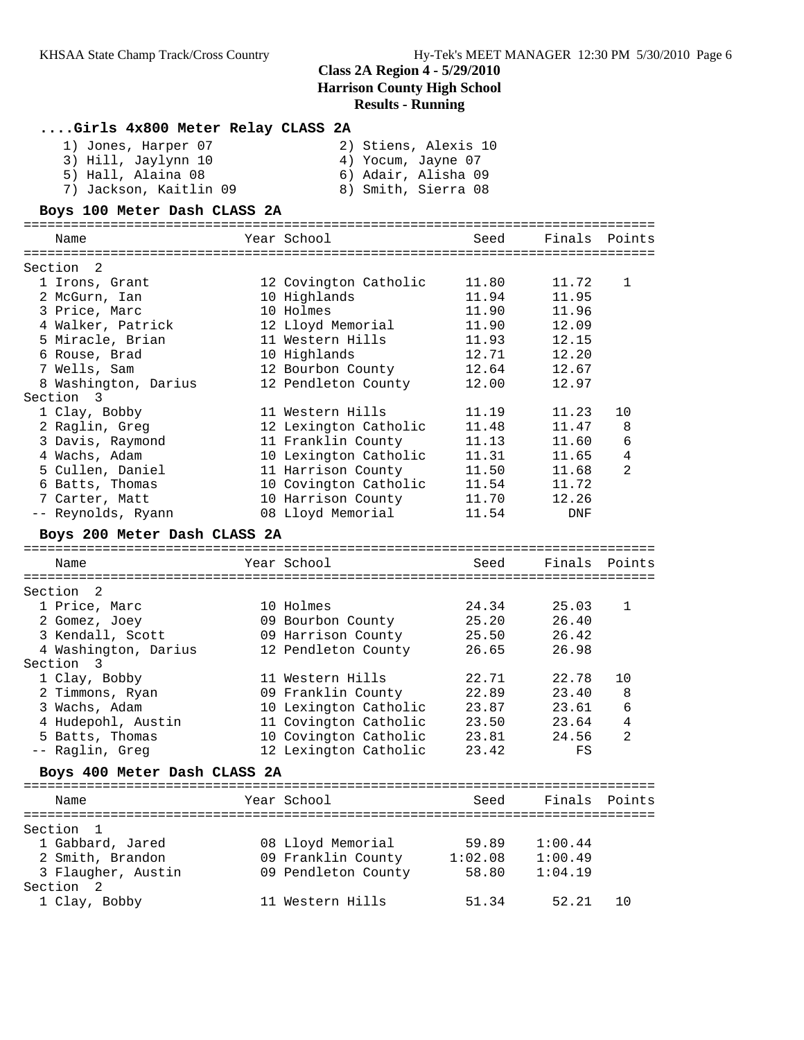# Class 2A Region 4 - 5/29/2010
## Harrison County High School
## Results - Running

### ....Girls 4x800 Meter Relay CLASS 2A

1) Jones, Harper 07
2) Stiens, Alexis 10
3) Hill, Jaylynn 10
4) Yocum, Jayne 07
5) Hall, Alaina 08
6) Adair, Alisha 09
7) Jackson, Kaitlin 09
8) Smith, Sierra 08

### Boys 100 Meter Dash CLASS 2A

| Place | Name | Year | School | Seed | Finals | Points |
|---|---|---|---|---|---|---|
| **Section 2** | | | | | | |
| 1 | Irons, Grant | 12 | Covington Catholic | 11.80 | 11.72 | 1 |
| 2 | McGurn, Ian | 10 | Highlands | 11.94 | 11.95 | |
| 3 | Price, Marc | 10 | Holmes | 11.90 | 11.96 | |
| 4 | Walker, Patrick | 12 | Lloyd Memorial | 11.90 | 12.09 | |
| 5 | Miracle, Brian | 11 | Western Hills | 11.93 | 12.15 | |
| 6 | Rouse, Brad | 10 | Highlands | 12.71 | 12.20 | |
| 7 | Wells, Sam | 12 | Bourbon County | 12.64 | 12.67 | |
| 8 | Washington, Darius | 12 | Pendleton County | 12.00 | 12.97 | |
| **Section 3** | | | | | | |
| 1 | Clay, Bobby | 11 | Western Hills | 11.19 | 11.23 | 10 |
| 2 | Raglin, Greg | 12 | Lexington Catholic | 11.48 | 11.47 | 8 |
| 3 | Davis, Raymond | 11 | Franklin County | 11.13 | 11.60 | 6 |
| 4 | Wachs, Adam | 10 | Lexington Catholic | 11.31 | 11.65 | 4 |
| 5 | Cullen, Daniel | 11 | Harrison County | 11.50 | 11.68 | 2 |
| 6 | Batts, Thomas | 10 | Covington Catholic | 11.54 | 11.72 | |
| 7 | Carter, Matt | 10 | Harrison County | 11.70 | 12.26 | |
| -- | Reynolds, Ryann | 08 | Lloyd Memorial | 11.54 | DNF | |

### Boys 200 Meter Dash CLASS 2A

| Place | Name | Year | School | Seed | Finals | Points |
|---|---|---|---|---|---|---|
| **Section 2** | | | | | | |
| 1 | Price, Marc | 10 | Holmes | 24.34 | 25.03 | 1 |
| 2 | Gomez, Joey | 09 | Bourbon County | 25.20 | 26.40 | |
| 3 | Kendall, Scott | 09 | Harrison County | 25.50 | 26.42 | |
| 4 | Washington, Darius | 12 | Pendleton County | 26.65 | 26.98 | |
| **Section 3** | | | | | | |
| 1 | Clay, Bobby | 11 | Western Hills | 22.71 | 22.78 | 10 |
| 2 | Timmons, Ryan | 09 | Franklin County | 22.89 | 23.40 | 8 |
| 3 | Wachs, Adam | 10 | Lexington Catholic | 23.87 | 23.61 | 6 |
| 4 | Hudepohl, Austin | 11 | Covington Catholic | 23.50 | 23.64 | 4 |
| 5 | Batts, Thomas | 10 | Covington Catholic | 23.81 | 24.56 | 2 |
| -- | Raglin, Greg | 12 | Lexington Catholic | 23.42 | FS | |

### Boys 400 Meter Dash CLASS 2A

| Place | Name | Year | School | Seed | Finals | Points |
|---|---|---|---|---|---|---|
| **Section 1** | | | | | | |
| 1 | Gabbard, Jared | 08 | Lloyd Memorial | 59.89 | 1:00.44 | |
| 2 | Smith, Brandon | 09 | Franklin County | 1:02.08 | 1:00.49 | |
| 3 | Flaugher, Austin | 09 | Pendleton County | 58.80 | 1:04.19 | |
| **Section 2** | | | | | | |
| 1 | Clay, Bobby | 11 | Western Hills | 51.34 | 52.21 | 10 |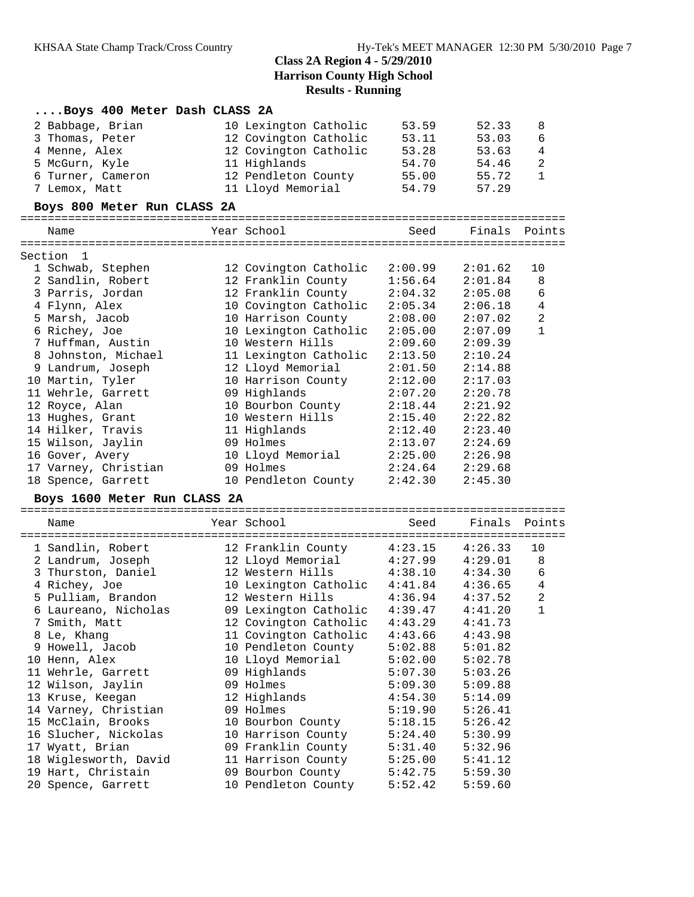# Class 2A Region 4 - 5/29/2010
## Harrison County High School
### Results - Running

#### ....Boys 400 Meter Dash CLASS 2A

| Name | Year | School | Seed | Finals | Points |
|---|---|---|---|---|---|
| 2 Babbage, Brian | 10 | Lexington Catholic | 53.59 | 52.33 | 8 |
| 3 Thomas, Peter | 12 | Covington Catholic | 53.11 | 53.03 | 6 |
| 4 Menne, Alex | 12 | Covington Catholic | 53.28 | 53.63 | 4 |
| 5 McGurn, Kyle | 11 | Highlands | 54.70 | 54.46 | 2 |
| 6 Turner, Cameron | 12 | Pendleton County | 55.00 | 55.72 | 1 |
| 7 Lemox, Matt | 11 | Lloyd Memorial | 54.79 | 57.29 | |

#### Boys 800 Meter Run CLASS 2A

Section 1

| Name | Year | School | Seed | Finals | Points |
|---|---|---|---|---|---|
| 1 Schwab, Stephen | 12 | Covington Catholic | 2:00.99 | 2:01.62 | 10 |
| 2 Sandlin, Robert | 12 | Franklin County | 1:56.64 | 2:01.84 | 8 |
| 3 Parris, Jordan | 12 | Franklin County | 2:04.32 | 2:05.08 | 6 |
| 4 Flynn, Alex | 10 | Covington Catholic | 2:05.34 | 2:06.18 | 4 |
| 5 Marsh, Jacob | 10 | Harrison County | 2:08.00 | 2:07.02 | 2 |
| 6 Richey, Joe | 10 | Lexington Catholic | 2:05.00 | 2:07.09 | 1 |
| 7 Huffman, Austin | 10 | Western Hills | 2:09.60 | 2:09.39 | |
| 8 Johnston, Michael | 11 | Lexington Catholic | 2:13.50 | 2:10.24 | |
| 9 Landrum, Joseph | 12 | Lloyd Memorial | 2:01.50 | 2:14.88 | |
| 10 Martin, Tyler | 10 | Harrison County | 2:12.00 | 2:17.03 | |
| 11 Wehrle, Garrett | 09 | Highlands | 2:07.20 | 2:20.78 | |
| 12 Royce, Alan | 10 | Bourbon County | 2:18.44 | 2:21.92 | |
| 13 Hughes, Grant | 10 | Western Hills | 2:15.40 | 2:22.82 | |
| 14 Hilker, Travis | 11 | Highlands | 2:12.40 | 2:23.40 | |
| 15 Wilson, Jaylin | 09 | Holmes | 2:13.07 | 2:24.69 | |
| 16 Gover, Avery | 10 | Lloyd Memorial | 2:25.00 | 2:26.98 | |
| 17 Varney, Christian | 09 | Holmes | 2:24.64 | 2:29.68 | |
| 18 Spence, Garrett | 10 | Pendleton County | 2:42.30 | 2:45.30 | |

#### Boys 1600 Meter Run CLASS 2A

| Name | Year | School | Seed | Finals | Points |
|---|---|---|---|---|---|
| 1 Sandlin, Robert | 12 | Franklin County | 4:23.15 | 4:26.33 | 10 |
| 2 Landrum, Joseph | 12 | Lloyd Memorial | 4:27.99 | 4:29.01 | 8 |
| 3 Thurston, Daniel | 12 | Western Hills | 4:38.10 | 4:34.30 | 6 |
| 4 Richey, Joe | 10 | Lexington Catholic | 4:41.84 | 4:36.65 | 4 |
| 5 Pulliam, Brandon | 12 | Western Hills | 4:36.94 | 4:37.52 | 2 |
| 6 Laureano, Nicholas | 09 | Lexington Catholic | 4:39.47 | 4:41.20 | 1 |
| 7 Smith, Matt | 12 | Covington Catholic | 4:43.29 | 4:41.73 | |
| 8 Le, Khang | 11 | Covington Catholic | 4:43.66 | 4:43.98 | |
| 9 Howell, Jacob | 10 | Pendleton County | 5:02.88 | 5:01.82 | |
| 10 Henn, Alex | 10 | Lloyd Memorial | 5:02.00 | 5:02.78 | |
| 11 Wehrle, Garrett | 09 | Highlands | 5:07.30 | 5:03.26 | |
| 12 Wilson, Jaylin | 09 | Holmes | 5:09.30 | 5:09.88 | |
| 13 Kruse, Keegan | 12 | Highlands | 4:54.30 | 5:14.09 | |
| 14 Varney, Christian | 09 | Holmes | 5:19.90 | 5:26.41 | |
| 15 McClain, Brooks | 10 | Bourbon County | 5:18.15 | 5:26.42 | |
| 16 Slucher, Nickolas | 10 | Harrison County | 5:24.40 | 5:30.99 | |
| 17 Wyatt, Brian | 09 | Franklin County | 5:31.40 | 5:32.96 | |
| 18 Wiglesworth, David | 11 | Harrison County | 5:25.00 | 5:41.12 | |
| 19 Hart, Christain | 09 | Bourbon County | 5:42.75 | 5:59.30 | |
| 20 Spence, Garrett | 10 | Pendleton County | 5:52.42 | 5:59.60 | |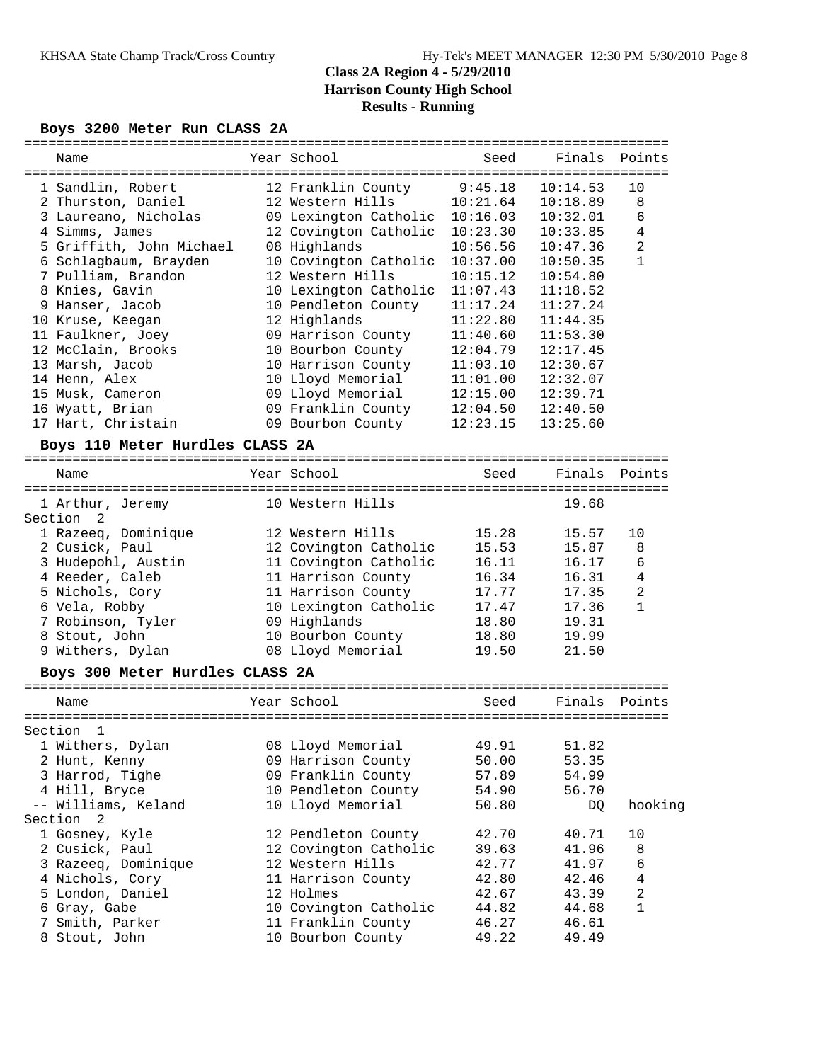# Class 2A Region 4 - 5/29/2010
## Harrison County High School
## Results - Running

### Boys 3200 Meter Run CLASS 2A

| Place | Name | Year | School | Seed | Finals | Points |
|---|---|---|---|---|---|---|
| 1 | Sandlin, Robert | 12 | Franklin County | 9:45.18 | 10:14.53 | 10 |
| 2 | Thurston, Daniel | 12 | Western Hills | 10:21.64 | 10:18.89 | 8 |
| 3 | Laureano, Nicholas | 09 | Lexington Catholic | 10:16.03 | 10:32.01 | 6 |
| 4 | Simms, James | 12 | Covington Catholic | 10:23.30 | 10:33.85 | 4 |
| 5 | Griffith, John Michael | 08 | Highlands | 10:56.56 | 10:47.36 | 2 |
| 6 | Schlagbaum, Brayden | 10 | Covington Catholic | 10:37.00 | 10:50.35 | 1 |
| 7 | Pulliam, Brandon | 12 | Western Hills | 10:15.12 | 10:54.80 | |
| 8 | Knies, Gavin | 10 | Lexington Catholic | 11:07.43 | 11:18.52 | |
| 9 | Hanser, Jacob | 10 | Pendleton County | 11:17.24 | 11:27.24 | |
| 10 | Kruse, Keegan | 12 | Highlands | 11:22.80 | 11:44.35 | |
| 11 | Faulkner, Joey | 09 | Harrison County | 11:40.60 | 11:53.30 | |
| 12 | McClain, Brooks | 10 | Bourbon County | 12:04.79 | 12:17.45 | |
| 13 | Marsh, Jacob | 10 | Harrison County | 11:03.10 | 12:30.67 | |
| 14 | Henn, Alex | 10 | Lloyd Memorial | 11:01.00 | 12:32.07 | |
| 15 | Musk, Cameron | 09 | Lloyd Memorial | 12:15.00 | 12:39.71 | |
| 16 | Wyatt, Brian | 09 | Franklin County | 12:04.50 | 12:40.50 | |
| 17 | Hart, Christain | 09 | Bourbon County | 12:23.15 | 13:25.60 | |

### Boys 110 Meter Hurdles CLASS 2A

| Place | Name | Year | School | Seed | Finals | Points |
|---|---|---|---|---|---|---|
| 1 | Arthur, Jeremy | 10 | Western Hills | | 19.68 | |
| **Section 2** | | | | | | |
| 1 | Razeeq, Dominique | 12 | Western Hills | 15.28 | 15.57 | 10 |
| 2 | Cusick, Paul | 12 | Covington Catholic | 15.53 | 15.87 | 8 |
| 3 | Hudepohl, Austin | 11 | Covington Catholic | 16.11 | 16.17 | 6 |
| 4 | Reeder, Caleb | 11 | Harrison County | 16.34 | 16.31 | 4 |
| 5 | Nichols, Cory | 11 | Harrison County | 17.77 | 17.35 | 2 |
| 6 | Vela, Robby | 10 | Lexington Catholic | 17.47 | 17.36 | 1 |
| 7 | Robinson, Tyler | 09 | Highlands | 18.80 | 19.31 | |
| 8 | Stout, John | 10 | Bourbon County | 18.80 | 19.99 | |
| 9 | Withers, Dylan | 08 | Lloyd Memorial | 19.50 | 21.50 | |

### Boys 300 Meter Hurdles CLASS 2A

| Place | Name | Year | School | Seed | Finals | Points |
|---|---|---|---|---|---|---|
| **Section 1** | | | | | | |
| 1 | Withers, Dylan | 08 | Lloyd Memorial | 49.91 | 51.82 | |
| 2 | Hunt, Kenny | 09 | Harrison County | 50.00 | 53.35 | |
| 3 | Harrod, Tighe | 09 | Franklin County | 57.89 | 54.99 | |
| 4 | Hill, Bryce | 10 | Pendleton County | 54.90 | 56.70 | |
| -- | Williams, Keland | 10 | Lloyd Memorial | 50.80 | DQ | hooking |
| **Section 2** | | | | | | |
| 1 | Gosney, Kyle | 12 | Pendleton County | 42.70 | 40.71 | 10 |
| 2 | Cusick, Paul | 12 | Covington Catholic | 39.63 | 41.96 | 8 |
| 3 | Razeeq, Dominique | 12 | Western Hills | 42.77 | 41.97 | 6 |
| 4 | Nichols, Cory | 11 | Harrison County | 42.80 | 42.46 | 4 |
| 5 | London, Daniel | 12 | Holmes | 42.67 | 43.39 | 2 |
| 6 | Gray, Gabe | 10 | Covington Catholic | 44.82 | 44.68 | 1 |
| 7 | Smith, Parker | 11 | Franklin County | 46.27 | 46.61 | |
| 8 | Stout, John | 10 | Bourbon County | 49.22 | 49.49 | |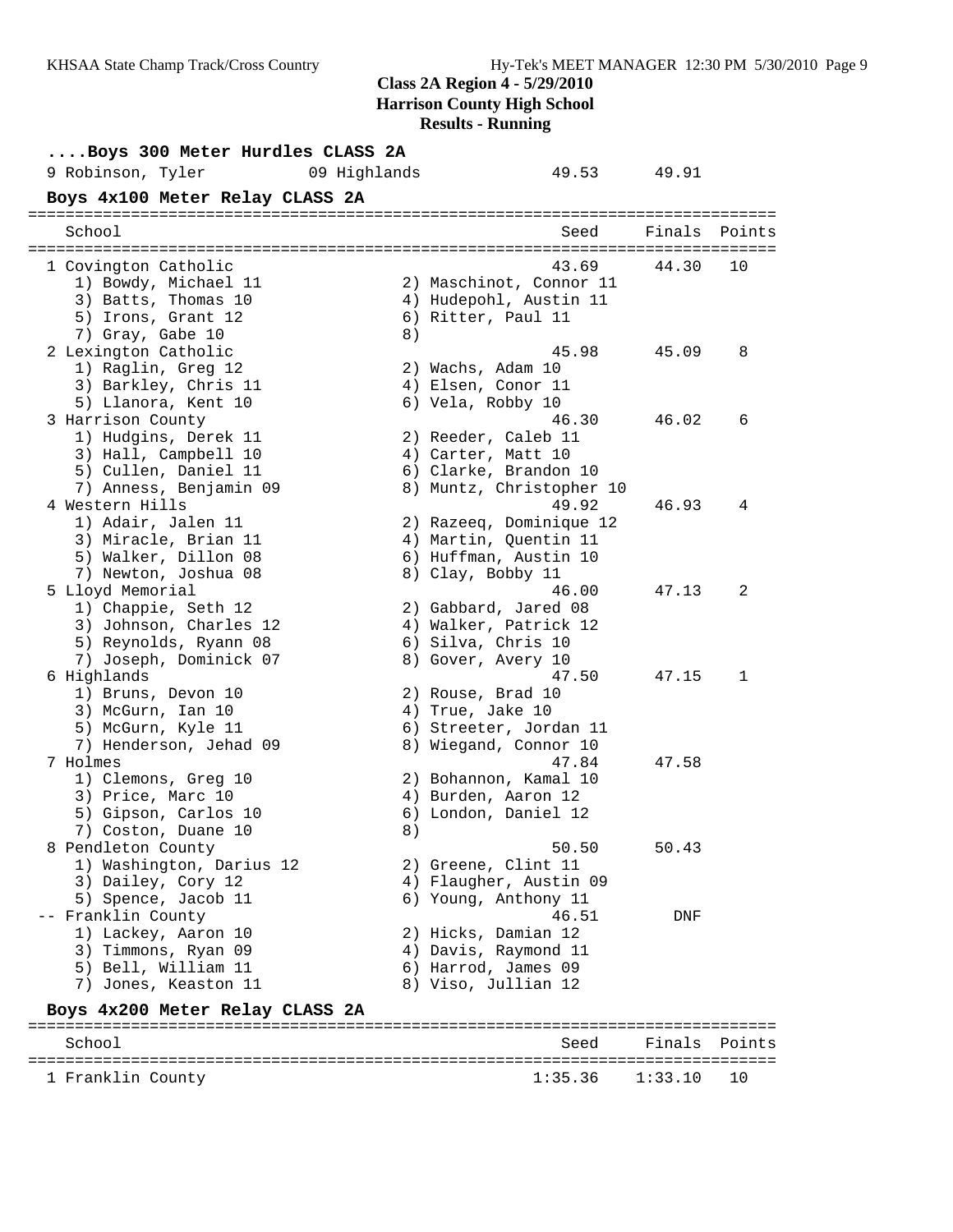# Class 2A Region 4 - 5/29/2010
## Harrison County High School
## Results - Running

### ....Boys 300 Meter Hurdles CLASS 2A

| Name | Year School | Seed | Finals |
|---|---|---|---|
| 9 Robinson, Tyler | 09 Highlands | 49.53 | 49.91 |

### Boys 4x100 Meter Relay CLASS 2A

| School | Seed | Finals | Points |
|---|---|---|---|
| 1 Covington Catholic | 43.69 | 44.30 | 10 |
| 1) Bowdy, Michael 11; 2) Maschinot, Connor 11; 3) Batts, Thomas 10; 4) Hudepohl, Austin 11; 5) Irons, Grant 12; 6) Ritter, Paul 11; 7) Gray, Gabe 10; 8) | | | |
| 2 Lexington Catholic | 45.98 | 45.09 | 8 |
| 1) Raglin, Greg 12; 2) Wachs, Adam 10; 3) Barkley, Chris 11; 4) Elsen, Conor 11; 5) Llanora, Kent 10; 6) Vela, Robby 10 | | | |
| 3 Harrison County | 46.30 | 46.02 | 6 |
| 1) Hudgins, Derek 11; 2) Reeder, Caleb 11; 3) Hall, Campbell 10; 4) Carter, Matt 10; 5) Cullen, Daniel 11; 6) Clarke, Brandon 10; 7) Anness, Benjamin 09; 8) Muntz, Christopher 10 | | | |
| 4 Western Hills | 49.92 | 46.93 | 4 |
| 1) Adair, Jalen 11; 2) Razeeq, Dominique 12; 3) Miracle, Brian 11; 4) Martin, Quentin 11; 5) Walker, Dillon 08; 6) Huffman, Austin 10; 7) Newton, Joshua 08; 8) Clay, Bobby 11 | | | |
| 5 Lloyd Memorial | 46.00 | 47.13 | 2 |
| 1) Chappie, Seth 12; 2) Gabbard, Jared 08; 3) Johnson, Charles 12; 4) Walker, Patrick 12; 5) Reynolds, Ryann 08; 6) Silva, Chris 10; 7) Joseph, Dominick 07; 8) Gover, Avery 10 | | | |
| 6 Highlands | 47.50 | 47.15 | 1 |
| 1) Bruns, Devon 10; 2) Rouse, Brad 10; 3) McGurn, Ian 10; 4) True, Jake 10; 5) McGurn, Kyle 11; 6) Streeter, Jordan 11; 7) Henderson, Jehad 09; 8) Wiegand, Connor 10 | | | |
| 7 Holmes | 47.84 | 47.58 | |
| 1) Clemons, Greg 10; 2) Bohannon, Kamal 10; 3) Price, Marc 10; 4) Burden, Aaron 12; 5) Gipson, Carlos 10; 6) London, Daniel 12; 7) Coston, Duane 10; 8) | | | |
| 8 Pendleton County | 50.50 | 50.43 | |
| 1) Washington, Darius 12; 2) Greene, Clint 11; 3) Dailey, Cory 12; 4) Flaugher, Austin 09; 5) Spence, Jacob 11; 6) Young, Anthony 11 | | | |
| -- Franklin County | 46.51 | DNF | |
| 1) Lackey, Aaron 10; 2) Hicks, Damian 12; 3) Timmons, Ryan 09; 4) Davis, Raymond 11; 5) Bell, William 11; 6) Harrod, James 09; 7) Jones, Keaston 11; 8) Viso, Jullian 12 | | | |

### Boys 4x200 Meter Relay CLASS 2A

| School | Seed | Finals | Points |
|---|---|---|---|
| 1 Franklin County | 1:35.36 | 1:33.10 | 10 |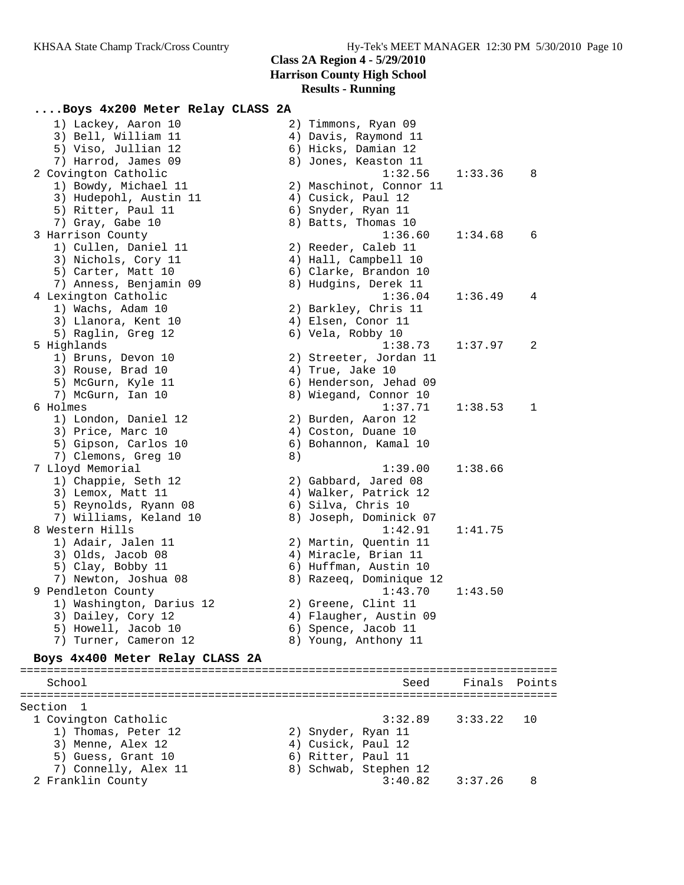## Class 2A Region 4 - 5/29/2010
## Harrison County High School
## Results - Running

### ....Boys 4x200 Meter Relay CLASS 2A

```
    1) Lackey, Aaron 10               2) Timmons, Ryan 09
    3) Bell, William 11               4) Davis, Raymond 11
    5) Viso, Jullian 12               6) Hicks, Damian 12
    7) Harrod, James 09               8) Jones, Keaston 11
  2 Covington Catholic                         1:32.56    1:33.36    8
    1) Bowdy, Michael 11              2) Maschinot, Connor 11
    3) Hudepohl, Austin 11            4) Cusick, Paul 12
    5) Ritter, Paul 11                6) Snyder, Ryan 11
    7) Gray, Gabe 10                  8) Batts, Thomas 10
  3 Harrison County                            1:36.60    1:34.68    6
    1) Cullen, Daniel 11              2) Reeder, Caleb 11
    3) Nichols, Cory 11               4) Hall, Campbell 10
    5) Carter, Matt 10                6) Clarke, Brandon 10
    7) Anness, Benjamin 09            8) Hudgins, Derek 11
  4 Lexington Catholic                         1:36.04    1:36.49    4
    1) Wachs, Adam 10                 2) Barkley, Chris 11
    3) Llanora, Kent 10               4) Elsen, Conor 11
    5) Raglin, Greg 12                6) Vela, Robby 10
  5 Highlands                                  1:38.73    1:37.97    2
    1) Bruns, Devon 10                2) Streeter, Jordan 11
    3) Rouse, Brad 10                 4) True, Jake 10
    5) McGurn, Kyle 11                6) Henderson, Jehad 09
    7) McGurn, Ian 10                 8) Wiegand, Connor 10
  6 Holmes                                     1:37.71    1:38.53    1
    1) London, Daniel 12              2) Burden, Aaron 12
    3) Price, Marc 10                 4) Coston, Duane 10
    5) Gipson, Carlos 10              6) Bohannon, Kamal 10
    7) Clemons, Greg 10               8)
  7 Lloyd Memorial                             1:39.00    1:38.66
    1) Chappie, Seth 12               2) Gabbard, Jared 08
    3) Lemox, Matt 11                 4) Walker, Patrick 12
    5) Reynolds, Ryann 08             6) Silva, Chris 10
    7) Williams, Keland 10            8) Joseph, Dominick 07
  8 Western Hills                              1:42.91    1:41.75
    1) Adair, Jalen 11                2) Martin, Quentin 11
    3) Olds, Jacob 08                 4) Miracle, Brian 11
    5) Clay, Bobby 11                 6) Huffman, Austin 10
    7) Newton, Joshua 08              8) Razeeq, Dominique 12
  9 Pendleton County                           1:43.70    1:43.50
    1) Washington, Darius 12          2) Greene, Clint 11
    3) Dailey, Cory 12                4) Flaugher, Austin 09
    5) Howell, Jacob 10               6) Spence, Jacob 11
    7) Turner, Cameron 12             8) Young, Anthony 11
```

### Boys 4x400 Meter Relay CLASS 2A

```
===============================================================================
    School                                        Seed     Finals  Points
===============================================================================
Section  1
  1 Covington Catholic                         3:32.89    3:33.22   10
    1) Thomas, Peter 12               2) Snyder, Ryan 11
    3) Menne, Alex 12                 4) Cusick, Paul 12
    5) Guess, Grant 10                6) Ritter, Paul 11
    7) Connelly, Alex 11              8) Schwab, Stephen 12
  2 Franklin County                            3:40.82    3:37.26    8
```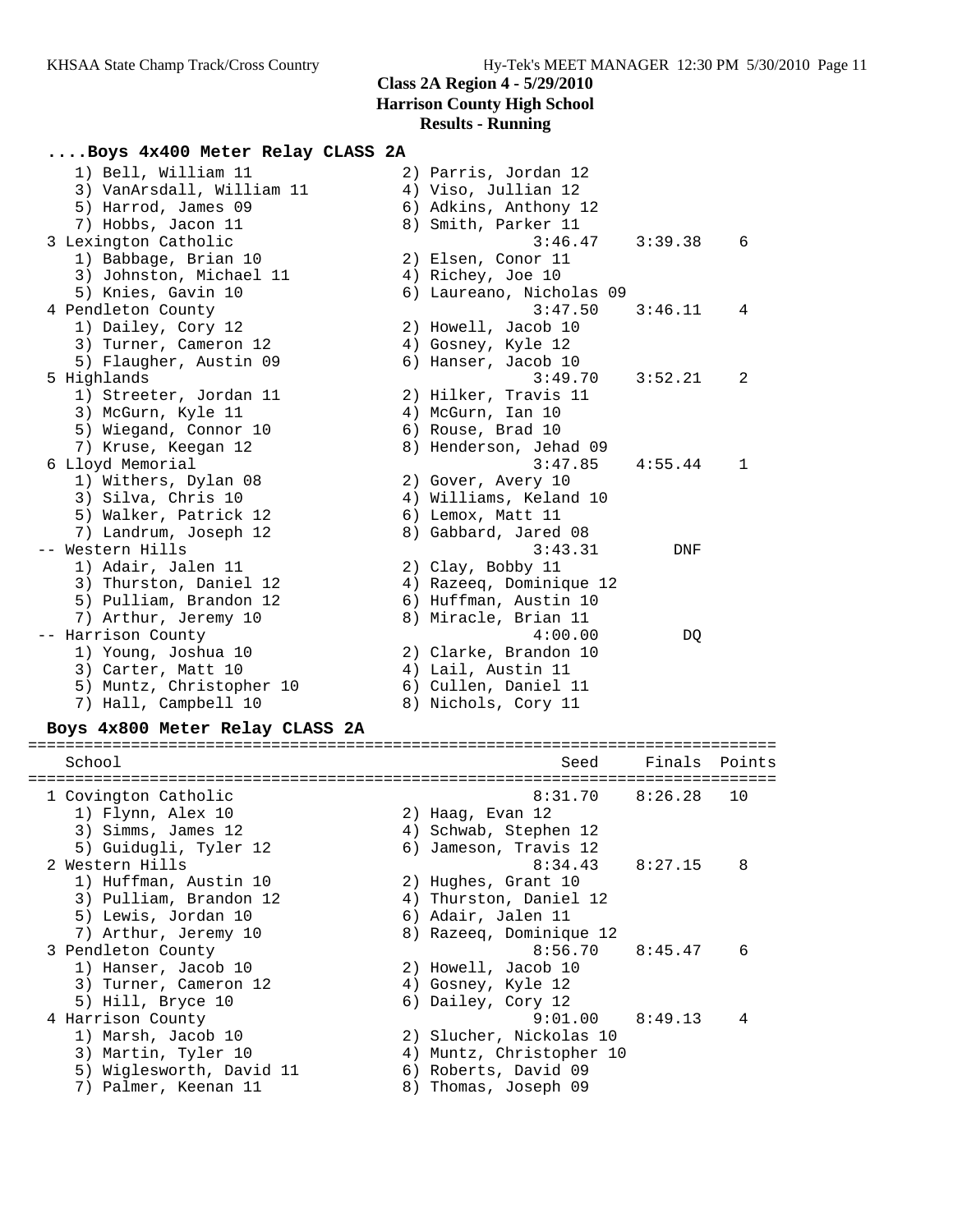# Class 2A Region 4 - 5/29/2010

## Harrison County High School

### Results - Running

#### ....Boys 4x400 Meter Relay CLASS 2A

```
    1) Bell, William 11               2) Parris, Jordan 12
    3) VanArsdall, William 11         4) Viso, Jullian 12
    5) Harrod, James 09               6) Adkins, Anthony 12
    7) Hobbs, Jacon 11                8) Smith, Parker 11
 3 Lexington Catholic                           3:46.47    3:39.38    6
    1) Babbage, Brian 10              2) Elsen, Conor 11
    3) Johnston, Michael 11           4) Richey, Joe 10
    5) Knies, Gavin 10                6) Laureano, Nicholas 09
 4 Pendleton County                             3:47.50    3:46.11    4
    1) Dailey, Cory 12                2) Howell, Jacob 10
    3) Turner, Cameron 12             4) Gosney, Kyle 12
    5) Flaugher, Austin 09            6) Hanser, Jacob 10
 5 Highlands                                    3:49.70    3:52.21    2
    1) Streeter, Jordan 11            2) Hilker, Travis 11
    3) McGurn, Kyle 11                4) McGurn, Ian 10
    5) Wiegand, Connor 10             6) Rouse, Brad 10
    7) Kruse, Keegan 12               8) Henderson, Jehad 09
 6 Lloyd Memorial                               3:47.85    4:55.44    1
    1) Withers, Dylan 08              2) Gover, Avery 10
    3) Silva, Chris 10                4) Williams, Keland 10
    5) Walker, Patrick 12             6) Lemox, Matt 11
    7) Landrum, Joseph 12             8) Gabbard, Jared 08
 -- Western Hills                               3:43.31        DNF
    1) Adair, Jalen 11                2) Clay, Bobby 11
    3) Thurston, Daniel 12            4) Razeeq, Dominique 12
    5) Pulliam, Brandon 12            6) Huffman, Austin 10
    7) Arthur, Jeremy 10              8) Miracle, Brian 11
 -- Harrison County                             4:00.00         DQ
    1) Young, Joshua 10               2) Clarke, Brandon 10
    3) Carter, Matt 10                4) Lail, Austin 11
    5) Muntz, Christopher 10          6) Cullen, Daniel 11
    7) Hall, Campbell 10              8) Nichols, Cory 11
```

#### Boys 4x800 Meter Relay CLASS 2A

```
================================================================================
    School                                         Seed     Finals  Points
================================================================================
 1 Covington Catholic                           8:31.70    8:26.28   10
    1) Flynn, Alex 10                 2) Haag, Evan 12
    3) Simms, James 12                4) Schwab, Stephen 12
    5) Guidugli, Tyler 12             6) Jameson, Travis 12
 2 Western Hills                                8:34.43    8:27.15    8
    1) Huffman, Austin 10             2) Hughes, Grant 10
    3) Pulliam, Brandon 12            4) Thurston, Daniel 12
    5) Lewis, Jordan 10               6) Adair, Jalen 11
    7) Arthur, Jeremy 10              8) Razeeq, Dominique 12
 3 Pendleton County                             8:56.70    8:45.47    6
    1) Hanser, Jacob 10               2) Howell, Jacob 10
    3) Turner, Cameron 12             4) Gosney, Kyle 12
    5) Hill, Bryce 10                 6) Dailey, Cory 12
 4 Harrison County                              9:01.00    8:49.13    4
    1) Marsh, Jacob 10                2) Slucher, Nickolas 10
    3) Martin, Tyler 10               4) Muntz, Christopher 10
    5) Wiglesworth, David 11          6) Roberts, David 09
    7) Palmer, Keenan 11              8) Thomas, Joseph 09
```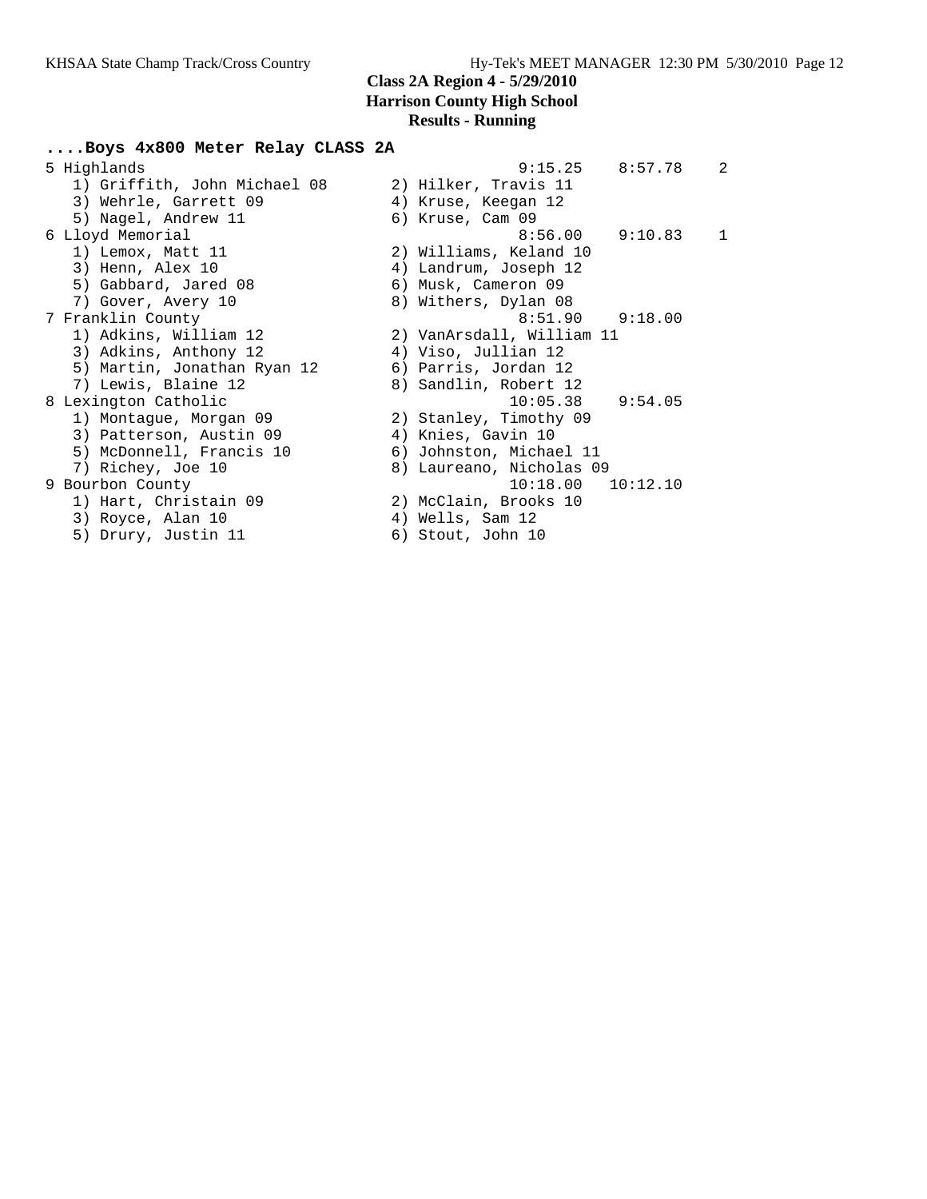**Class 2A Region 4 - 5/29/2010**
**Harrison County High School**
**Results - Running**

## ....Boys 4x800 Meter Relay CLASS 2A

```
5 Highlands                                      9:15.25    8:57.78    2
   1) Griffith, John Michael 08       2) Hilker, Travis 11
   3) Wehrle, Garrett 09              4) Kruse, Keegan 12
   5) Nagel, Andrew 11                6) Kruse, Cam 09
6 Lloyd Memorial                                 8:56.00    9:10.83    1
   1) Lemox, Matt 11                  2) Williams, Keland 10
   3) Henn, Alex 10                   4) Landrum, Joseph 12
   5) Gabbard, Jared 08               6) Musk, Cameron 09
   7) Gover, Avery 10                 8) Withers, Dylan 08
7 Franklin County                                8:51.90    9:18.00
   1) Adkins, William 12              2) VanArsdall, William 11
   3) Adkins, Anthony 12              4) Viso, Jullian 12
   5) Martin, Jonathan Ryan 12        6) Parris, Jordan 12
   7) Lewis, Blaine 12                8) Sandlin, Robert 12
8 Lexington Catholic                            10:05.38    9:54.05
   1) Montague, Morgan 09             2) Stanley, Timothy 09
   3) Patterson, Austin 09            4) Knies, Gavin 10
   5) McDonnell, Francis 10           6) Johnston, Michael 11
   7) Richey, Joe 10                  8) Laureano, Nicholas 09
9 Bourbon County                                10:18.00   10:12.10
   1) Hart, Christain 09              2) McClain, Brooks 10
   3) Royce, Alan 10                  4) Wells, Sam 12
   5) Drury, Justin 11                6) Stout, John 10
```